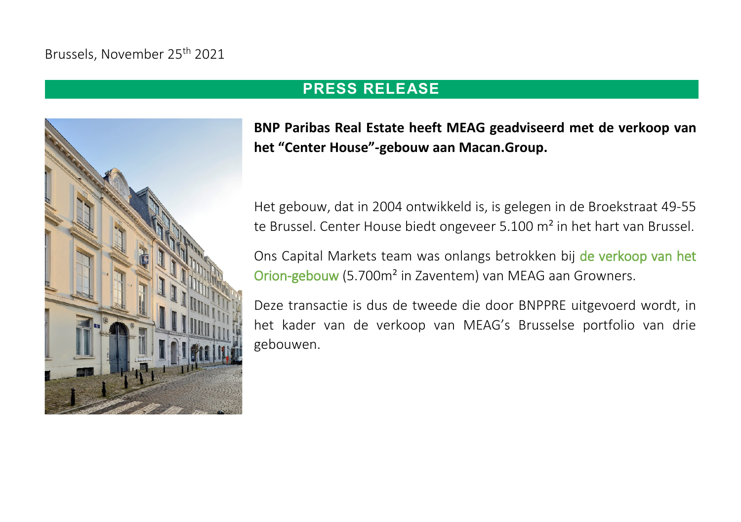Brussels, November 25th 2021

## PRESS RELEASE

**BNP Paribas Real Estate heeft MEAG geadviseerd met de verkoop van het "Center House"-gebouw aan Macan.Group.**

Het gebouw, dat in 2004 ontwikkeld is, is gelegen in de Broekstraat 49-55 te Brussel. Center House biedt ongeveer 5.100 m² in het hart van Brussel.

Ons Capital Markets team was onlangs betrokken bij de verkoop van het Orion-gebouw (5.700m² in Zaventem) van MEAG aan Growners.

Deze transactie is dus de tweede die door BNPPRE uitgevoerd wordt, in het kader van de verkoop van MEAG's Brusselse portfolio van drie gebouwen.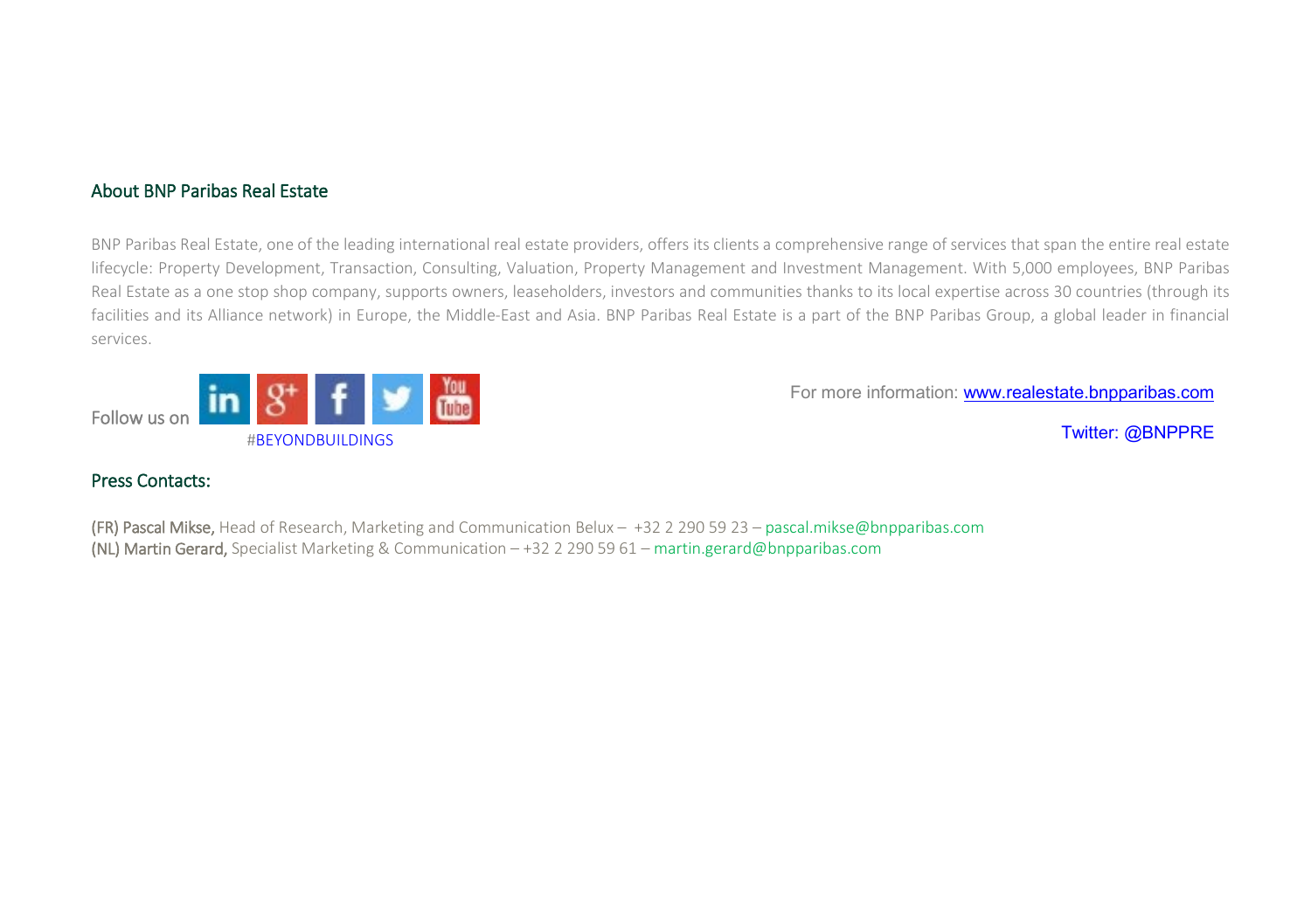## About BNP Paribas Real Estate

BNP Paribas Real Estate, one of the leading international real estate providers, offers its clients a comprehensive range of services that span the entire real estate lifecycle: Property Development, Transaction, Consulting, Valuation, Property Management and Investment Management. With 5,000 employees, BNP Paribas Real Estate as a one stop shop company, supports owners, leaseholders, investors and communities thanks to its local expertise across 30 countries (through its facilities and its Alliance network) in Europe, the Middle-East and Asia. BNP Paribas Real Estate is a part of the BNP Paribas Group, a global leader in financial services.

Follow us on

#BEYONDBUILDINGS

For more information: www.realestate.bnpparibas.com

Twitter: @BNPPRE

## Press Contacts:

**(FR) Pascal Mikse,** Head of Research, Marketing and Communication Belux – +32 2 290 59 23 – pascal.mikse@bnpparibas.com
**(NL) Martin Gerard,** Specialist Marketing & Communication – +32 2 290 59 61 – martin.gerard@bnpparibas.com